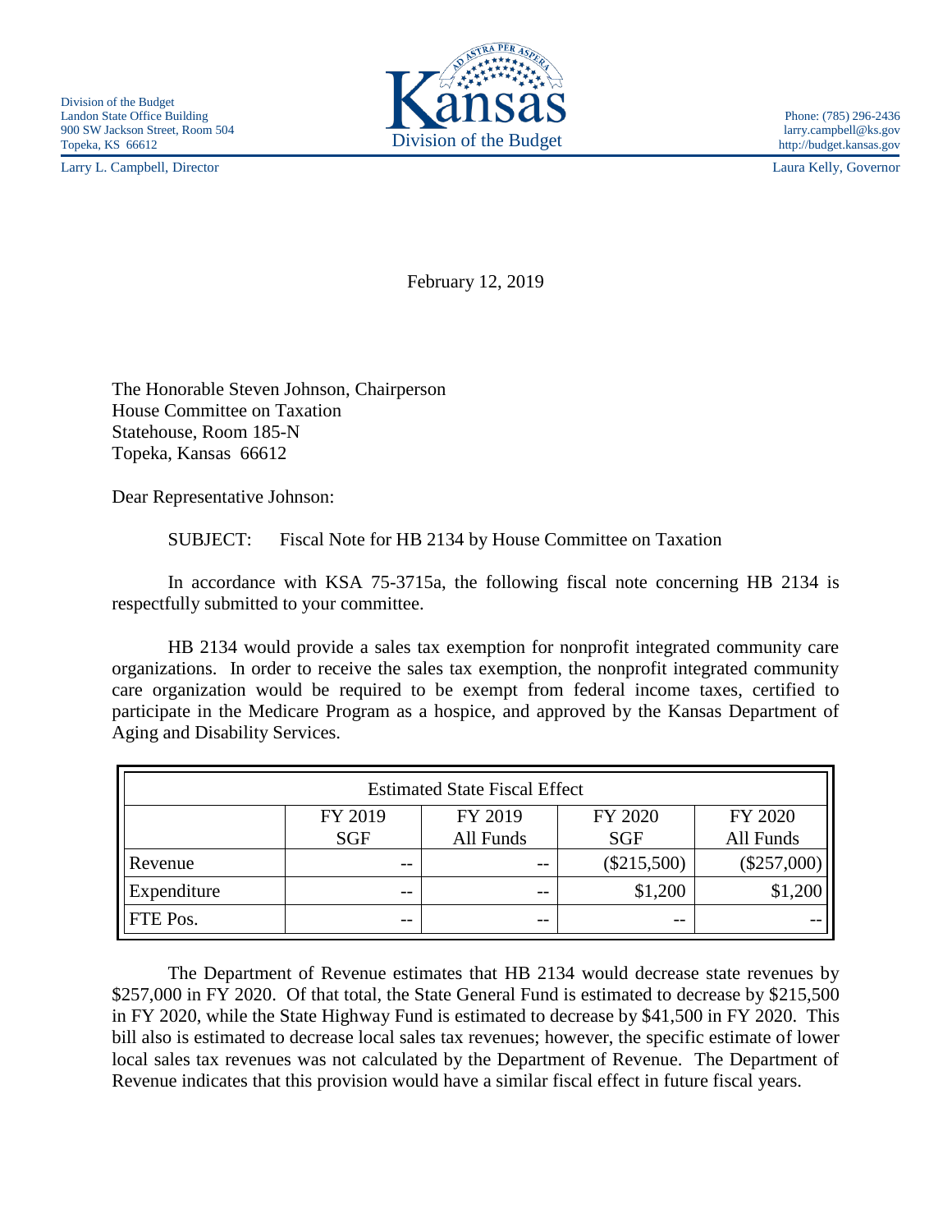Division of the Budget
Landon State Office Building
900 SW Jackson Street, Room 504
Topeka, KS 66612

Kansas
Division of the Budget

Phone: (785) 296-2436
larry.campbell@ks.gov
http://budget.kansas.gov

Larry L. Campbell, Director

Laura Kelly, Governor

February 12, 2019

The Honorable Steven Johnson, Chairperson
House Committee on Taxation
Statehouse, Room 185-N
Topeka, Kansas 66612

Dear Representative Johnson:

SUBJECT: Fiscal Note for HB 2134 by House Committee on Taxation

In accordance with KSA 75-3715a, the following fiscal note concerning HB 2134 is respectfully submitted to your committee.

HB 2134 would provide a sales tax exemption for nonprofit integrated community care organizations. In order to receive the sales tax exemption, the nonprofit integrated community care organization would be required to be exempt from federal income taxes, certified to participate in the Medicare Program as a hospice, and approved by the Kansas Department of Aging and Disability Services.

| Estimated State Fiscal Effect | | | | |
|---|---|---|---|---|
| | FY 2019 SGF | FY 2019 All Funds | FY 2020 SGF | FY 2020 All Funds |
| Revenue | -- | -- | ($215,500) | ($257,000) |
| Expenditure | -- | -- | $1,200 | $1,200 |
| FTE Pos. | -- | -- | -- | -- |

The Department of Revenue estimates that HB 2134 would decrease state revenues by $257,000 in FY 2020. Of that total, the State General Fund is estimated to decrease by $215,500 in FY 2020, while the State Highway Fund is estimated to decrease by $41,500 in FY 2020. This bill also is estimated to decrease local sales tax revenues; however, the specific estimate of lower local sales tax revenues was not calculated by the Department of Revenue. The Department of Revenue indicates that this provision would have a similar fiscal effect in future fiscal years.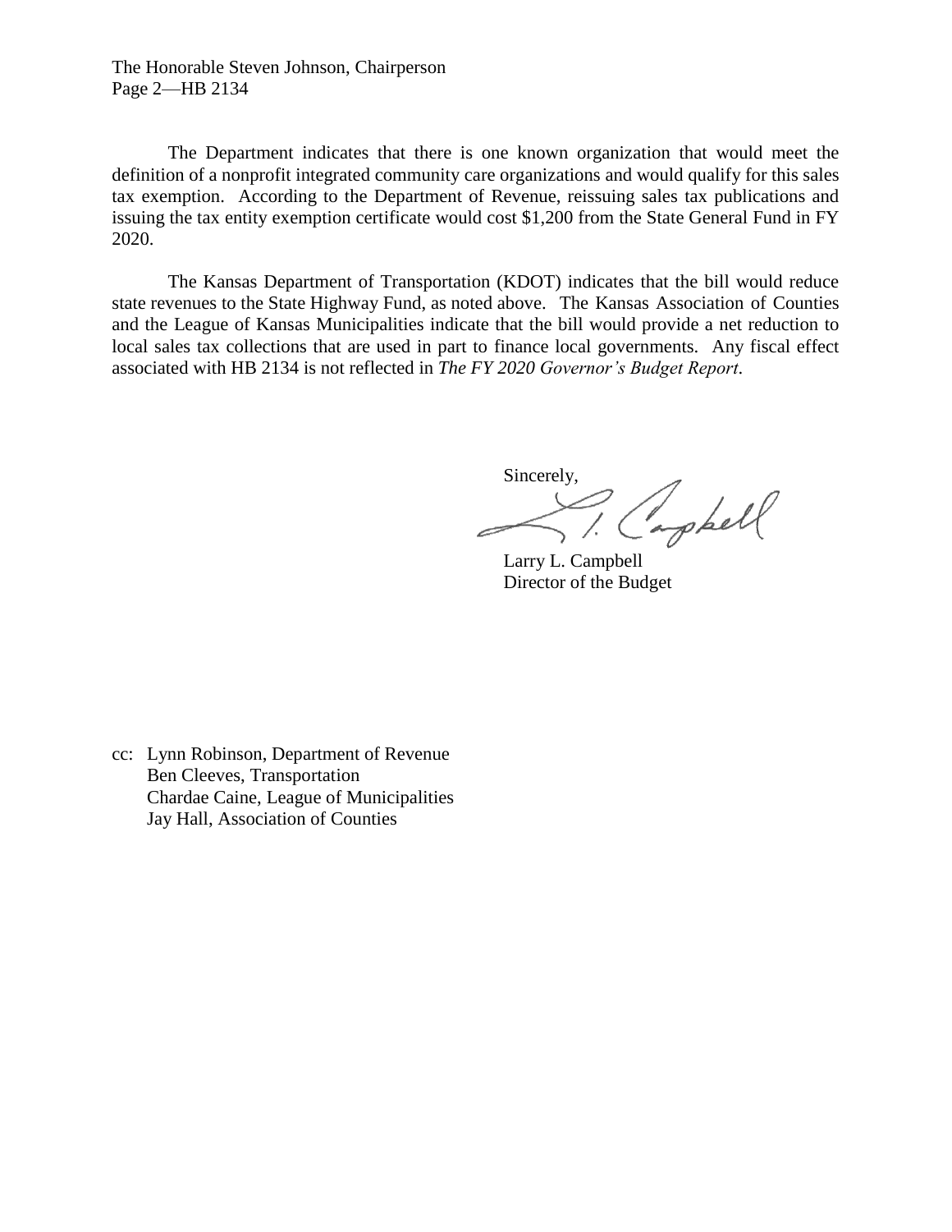The Department indicates that there is one known organization that would meet the definition of a nonprofit integrated community care organizations and would qualify for this sales tax exemption. According to the Department of Revenue, reissuing sales tax publications and issuing the tax entity exemption certificate would cost $1,200 from the State General Fund in FY 2020.

The Kansas Department of Transportation (KDOT) indicates that the bill would reduce state revenues to the State Highway Fund, as noted above. The Kansas Association of Counties and the League of Kansas Municipalities indicate that the bill would provide a net reduction to local sales tax collections that are used in part to finance local governments. Any fiscal effect associated with HB 2134 is not reflected in *The FY 2020 Governor's Budget Report*.

Sincerely,

Larry L. Campbell
Director of the Budget

cc: Lynn Robinson, Department of Revenue
Ben Cleeves, Transportation
Chardae Caine, League of Municipalities
Jay Hall, Association of Counties